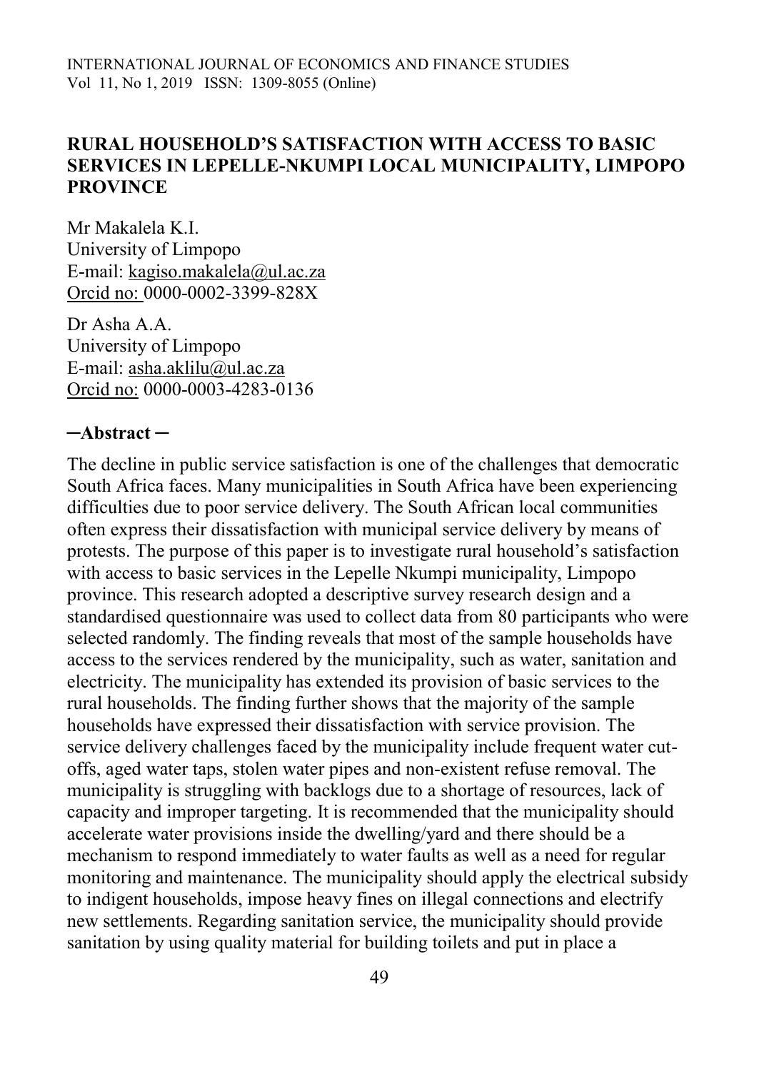# RURAL HOUSEHOLD'S SATISFACTION WITH ACCESS TO BASIC SERVICES IN LEPELLE-NKUMPI LOCAL MUNICIPALITY, LIMPOPO PROVINCE

Mr Makalela K.I.
University of Limpopo
E-mail: kagiso.makalela@ul.ac.za
Orcid no: 0000-0002-3399-828X

Dr Asha A.A.
University of Limpopo
E-mail: asha.aklilu@ul.ac.za
Orcid no: 0000-0003-4283-0136

## ─Abstract ─

The decline in public service satisfaction is one of the challenges that democratic South Africa faces. Many municipalities in South Africa have been experiencing difficulties due to poor service delivery. The South African local communities often express their dissatisfaction with municipal service delivery by means of protests. The purpose of this paper is to investigate rural household's satisfaction with access to basic services in the Lepelle Nkumpi municipality, Limpopo province. This research adopted a descriptive survey research design and a standardised questionnaire was used to collect data from 80 participants who were selected randomly. The finding reveals that most of the sample households have access to the services rendered by the municipality, such as water, sanitation and electricity. The municipality has extended its provision of basic services to the rural households. The finding further shows that the majority of the sample households have expressed their dissatisfaction with service provision. The service delivery challenges faced by the municipality include frequent water cut-offs, aged water taps, stolen water pipes and non-existent refuse removal. The municipality is struggling with backlogs due to a shortage of resources, lack of capacity and improper targeting. It is recommended that the municipality should accelerate water provisions inside the dwelling/yard and there should be a mechanism to respond immediately to water faults as well as a need for regular monitoring and maintenance. The municipality should apply the electrical subsidy to indigent households, impose heavy fines on illegal connections and electrify new settlements. Regarding sanitation service, the municipality should provide sanitation by using quality material for building toilets and put in place a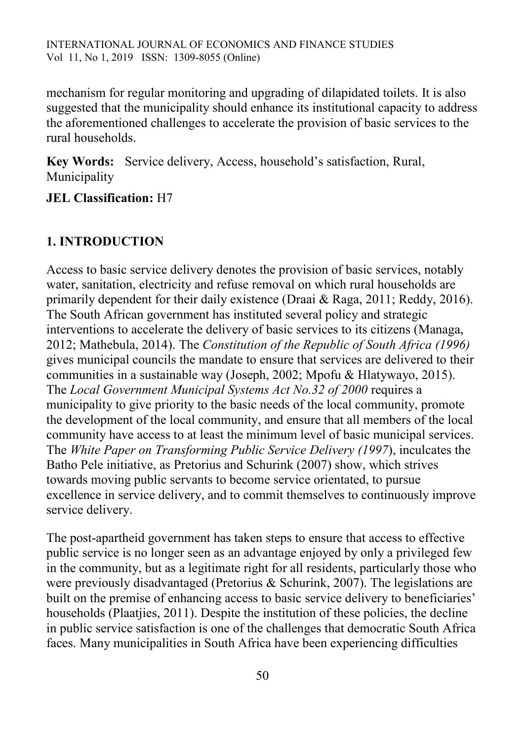mechanism for regular monitoring and upgrading of dilapidated toilets. It is also suggested that the municipality should enhance its institutional capacity to address the aforementioned challenges to accelerate the provision of basic services to the rural households.

**Key Words:** Service delivery, Access, household's satisfaction, Rural, Municipality

**JEL Classification:** H7

## 1. INTRODUCTION

Access to basic service delivery denotes the provision of basic services, notably water, sanitation, electricity and refuse removal on which rural households are primarily dependent for their daily existence (Draai & Raga, 2011; Reddy, 2016). The South African government has instituted several policy and strategic interventions to accelerate the delivery of basic services to its citizens (Managa, 2012; Mathebula, 2014). The *Constitution of the Republic of South Africa (1996)* gives municipal councils the mandate to ensure that services are delivered to their communities in a sustainable way (Joseph, 2002; Mpofu & Hlatywayo, 2015). The *Local Government Municipal Systems Act No.32 of 2000* requires a municipality to give priority to the basic needs of the local community, promote the development of the local community, and ensure that all members of the local community have access to at least the minimum level of basic municipal services. The *White Paper on Transforming Public Service Delivery (1997*), inculcates the Batho Pele initiative, as Pretorius and Schurink (2007) show, which strives towards moving public servants to become service orientated, to pursue excellence in service delivery, and to commit themselves to continuously improve service delivery.

The post-apartheid government has taken steps to ensure that access to effective public service is no longer seen as an advantage enjoyed by only a privileged few in the community, but as a legitimate right for all residents, particularly those who were previously disadvantaged (Pretorius & Schurink, 2007). The legislations are built on the premise of enhancing access to basic service delivery to beneficiaries' households (Plaatjies, 2011). Despite the institution of these policies, the decline in public service satisfaction is one of the challenges that democratic South Africa faces. Many municipalities in South Africa have been experiencing difficulties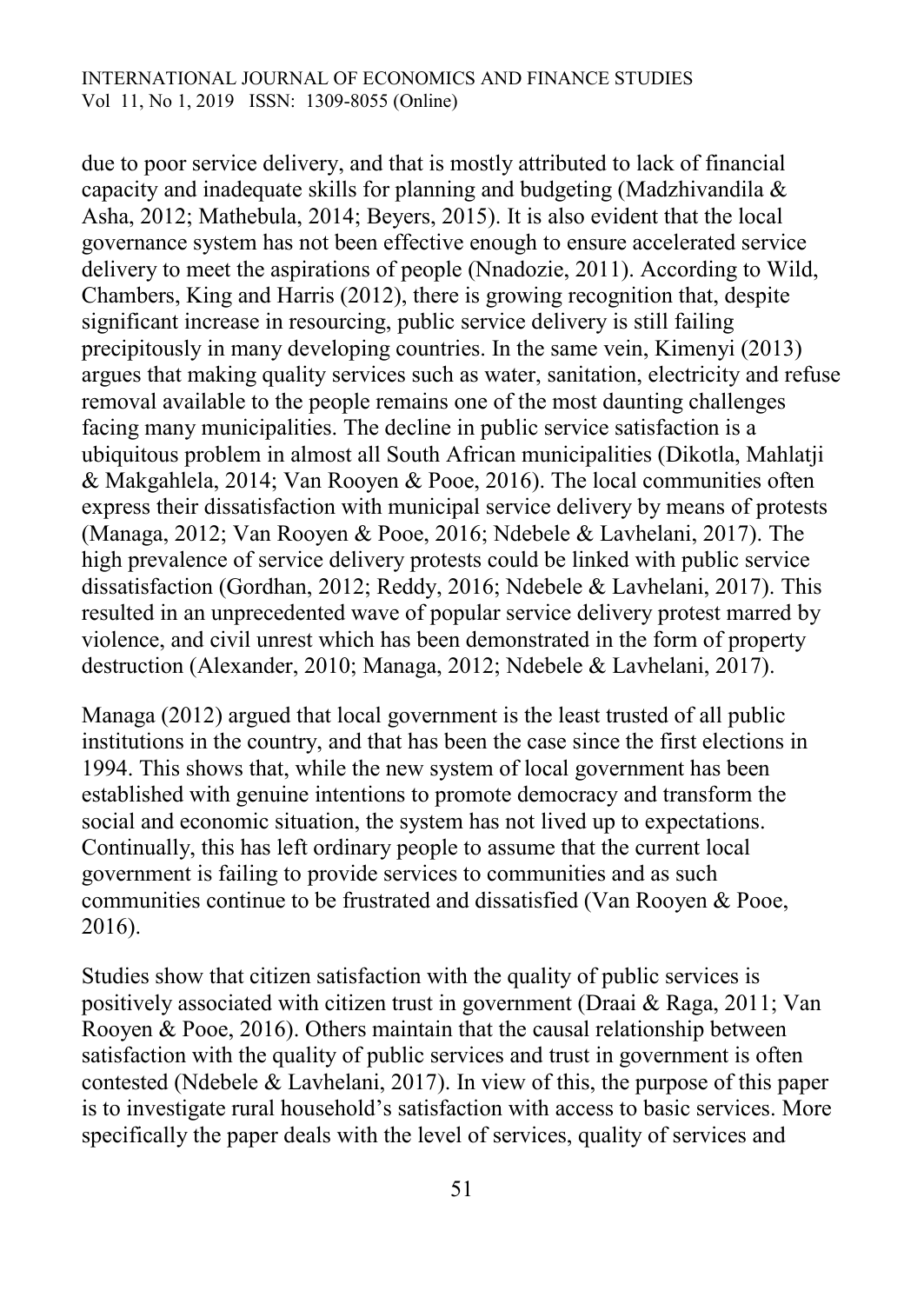due to poor service delivery, and that is mostly attributed to lack of financial capacity and inadequate skills for planning and budgeting (Madzhivandila & Asha, 2012; Mathebula, 2014; Beyers, 2015). It is also evident that the local governance system has not been effective enough to ensure accelerated service delivery to meet the aspirations of people (Nnadozie, 2011). According to Wild, Chambers, King and Harris (2012), there is growing recognition that, despite significant increase in resourcing, public service delivery is still failing precipitously in many developing countries. In the same vein, Kimenyi (2013) argues that making quality services such as water, sanitation, electricity and refuse removal available to the people remains one of the most daunting challenges facing many municipalities. The decline in public service satisfaction is a ubiquitous problem in almost all South African municipalities (Dikotla, Mahlatji & Makgahlela, 2014; Van Rooyen & Pooe, 2016). The local communities often express their dissatisfaction with municipal service delivery by means of protests (Managa, 2012; Van Rooyen & Pooe, 2016; Ndebele & Lavhelani, 2017). The high prevalence of service delivery protests could be linked with public service dissatisfaction (Gordhan, 2012; Reddy, 2016; Ndebele & Lavhelani, 2017). This resulted in an unprecedented wave of popular service delivery protest marred by violence, and civil unrest which has been demonstrated in the form of property destruction (Alexander, 2010; Managa, 2012; Ndebele & Lavhelani, 2017).

Managa (2012) argued that local government is the least trusted of all public institutions in the country, and that has been the case since the first elections in 1994. This shows that, while the new system of local government has been established with genuine intentions to promote democracy and transform the social and economic situation, the system has not lived up to expectations. Continually, this has left ordinary people to assume that the current local government is failing to provide services to communities and as such communities continue to be frustrated and dissatisfied (Van Rooyen & Pooe, 2016).

Studies show that citizen satisfaction with the quality of public services is positively associated with citizen trust in government (Draai & Raga, 2011; Van Rooyen & Pooe, 2016). Others maintain that the causal relationship between satisfaction with the quality of public services and trust in government is often contested (Ndebele & Lavhelani, 2017). In view of this, the purpose of this paper is to investigate rural household's satisfaction with access to basic services. More specifically the paper deals with the level of services, quality of services and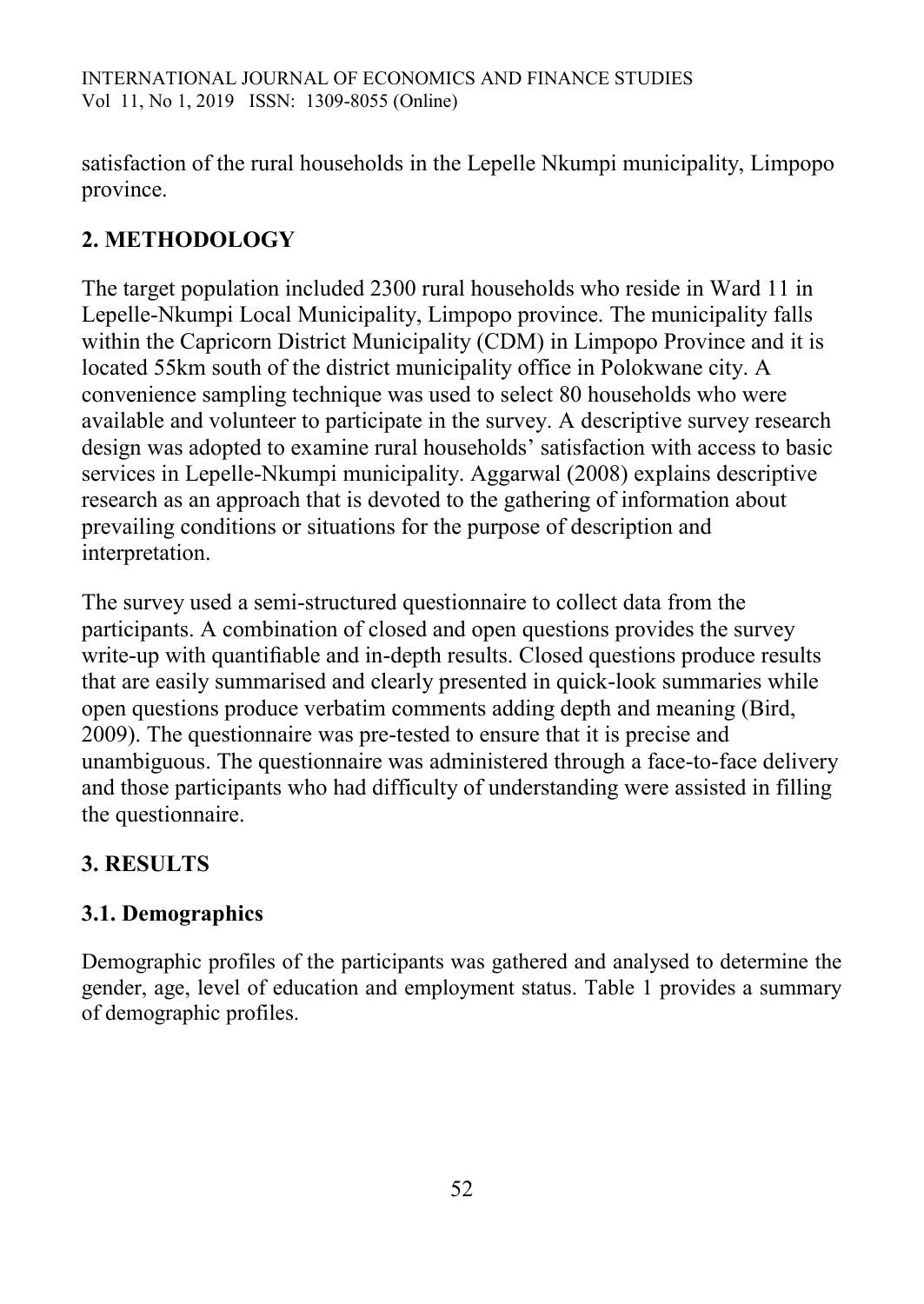satisfaction of the rural households in the Lepelle Nkumpi municipality, Limpopo province.

## 2. METHODOLOGY

The target population included 2300 rural households who reside in Ward 11 in Lepelle-Nkumpi Local Municipality, Limpopo province. The municipality falls within the Capricorn District Municipality (CDM) in Limpopo Province and it is located 55km south of the district municipality office in Polokwane city. A convenience sampling technique was used to select 80 households who were available and volunteer to participate in the survey. A descriptive survey research design was adopted to examine rural households' satisfaction with access to basic services in Lepelle-Nkumpi municipality. Aggarwal (2008) explains descriptive research as an approach that is devoted to the gathering of information about prevailing conditions or situations for the purpose of description and interpretation.

The survey used a semi-structured questionnaire to collect data from the participants. A combination of closed and open questions provides the survey write-up with quantifiable and in-depth results. Closed questions produce results that are easily summarised and clearly presented in quick-look summaries while open questions produce verbatim comments adding depth and meaning (Bird, 2009). The questionnaire was pre-tested to ensure that it is precise and unambiguous. The questionnaire was administered through a face-to-face delivery and those participants who had difficulty of understanding were assisted in filling the questionnaire.

## 3. RESULTS

### 3.1. Demographics

Demographic profiles of the participants was gathered and analysed to determine the gender, age, level of education and employment status. Table 1 provides a summary of demographic profiles.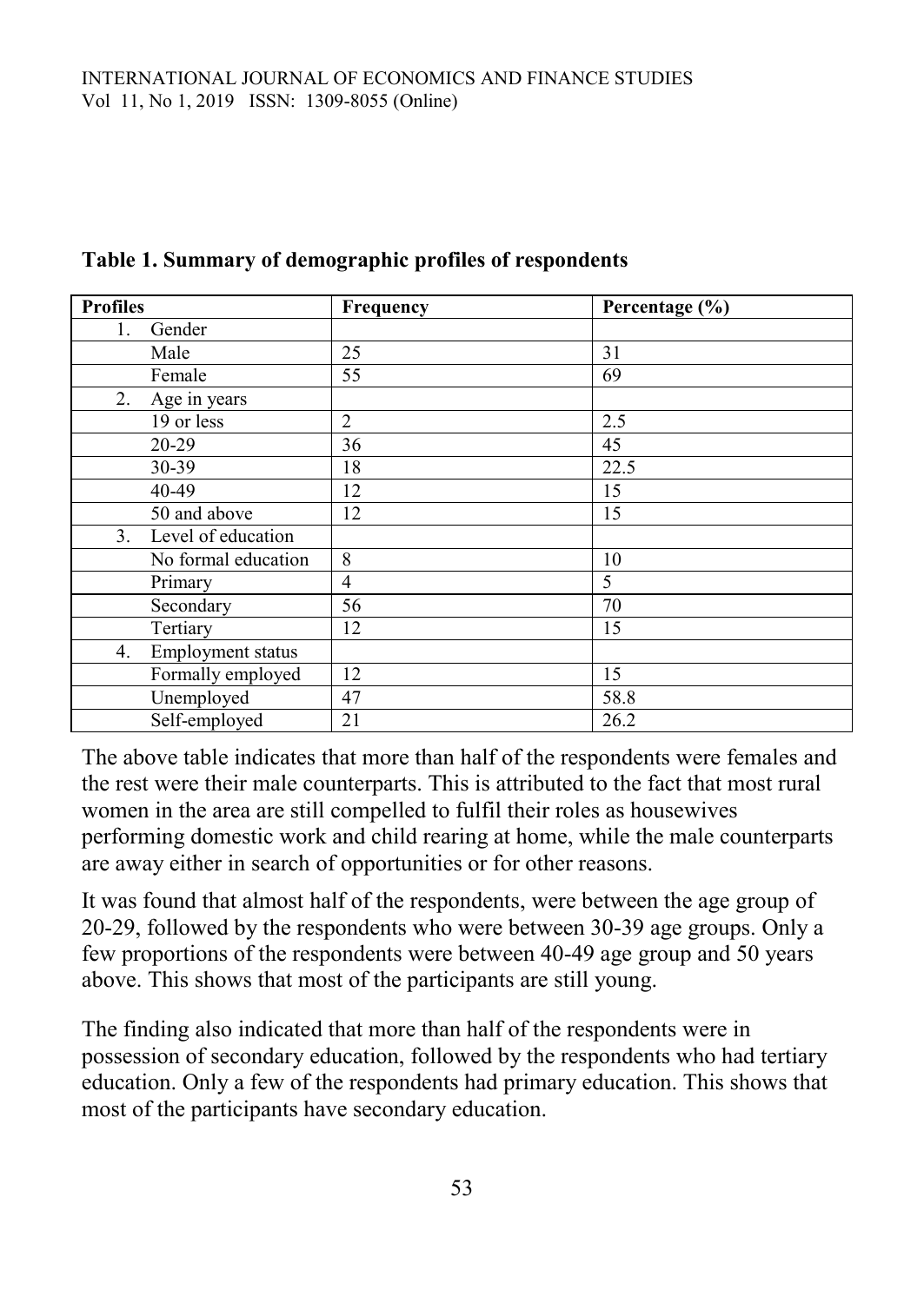**Table 1. Summary of demographic profiles of respondents**

| Profiles | Frequency | Percentage (%) |
|---|---|---|
| 1. Gender | | |
| Male | 25 | 31 |
| Female | 55 | 69 |
| 2. Age in years | | |
| 19 or less | 2 | 2.5 |
| 20-29 | 36 | 45 |
| 30-39 | 18 | 22.5 |
| 40-49 | 12 | 15 |
| 50 and above | 12 | 15 |
| 3. Level of education | | |
| No formal education | 8 | 10 |
| Primary | 4 | 5 |
| Secondary | 56 | 70 |
| Tertiary | 12 | 15 |
| 4. Employment status | | |
| Formally employed | 12 | 15 |
| Unemployed | 47 | 58.8 |
| Self-employed | 21 | 26.2 |

The above table indicates that more than half of the respondents were females and the rest were their male counterparts. This is attributed to the fact that most rural women in the area are still compelled to fulfil their roles as housewives performing domestic work and child rearing at home, while the male counterparts are away either in search of opportunities or for other reasons.

It was found that almost half of the respondents, were between the age group of 20-29, followed by the respondents who were between 30-39 age groups. Only a few proportions of the respondents were between 40-49 age group and 50 years above. This shows that most of the participants are still young.

The finding also indicated that more than half of the respondents were in possession of secondary education, followed by the respondents who had tertiary education. Only a few of the respondents had primary education. This shows that most of the participants have secondary education.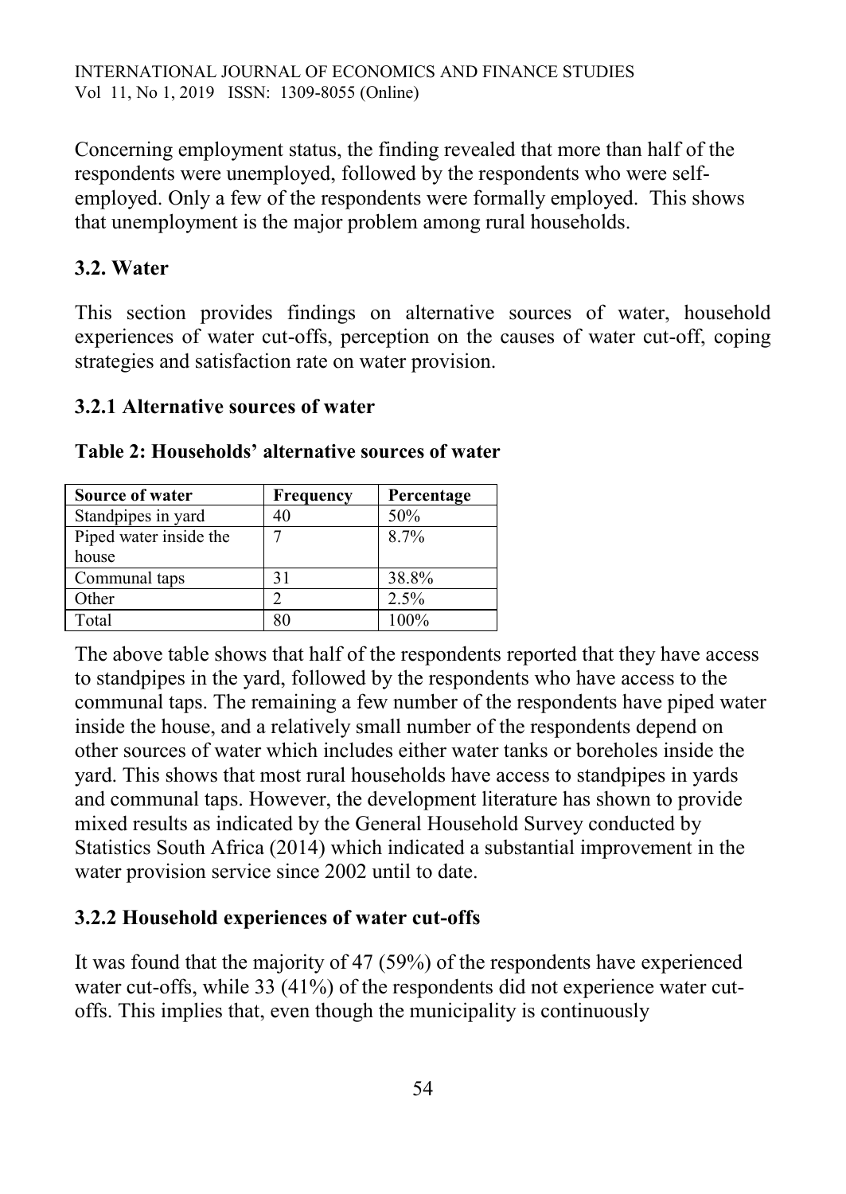Concerning employment status, the finding revealed that more than half of the respondents were unemployed, followed by the respondents who were self-employed. Only a few of the respondents were formally employed. This shows that unemployment is the major problem among rural households.

## 3.2. Water

This section provides findings on alternative sources of water, household experiences of water cut-offs, perception on the causes of water cut-off, coping strategies and satisfaction rate on water provision.

### 3.2.1 Alternative sources of water

**Table 2: Households' alternative sources of water**

| Source of water | Frequency | Percentage |
|---|---|---|
| Standpipes in yard | 40 | 50% |
| Piped water inside the house | 7 | 8.7% |
| Communal taps | 31 | 38.8% |
| Other | 2 | 2.5% |
| Total | 80 | 100% |

The above table shows that half of the respondents reported that they have access to standpipes in the yard, followed by the respondents who have access to the communal taps. The remaining a few number of the respondents have piped water inside the house, and a relatively small number of the respondents depend on other sources of water which includes either water tanks or boreholes inside the yard. This shows that most rural households have access to standpipes in yards and communal taps. However, the development literature has shown to provide mixed results as indicated by the General Household Survey conducted by Statistics South Africa (2014) which indicated a substantial improvement in the water provision service since 2002 until to date.

### 3.2.2 Household experiences of water cut-offs

It was found that the majority of 47 (59%) of the respondents have experienced water cut-offs, while 33 (41%) of the respondents did not experience water cut-offs. This implies that, even though the municipality is continuously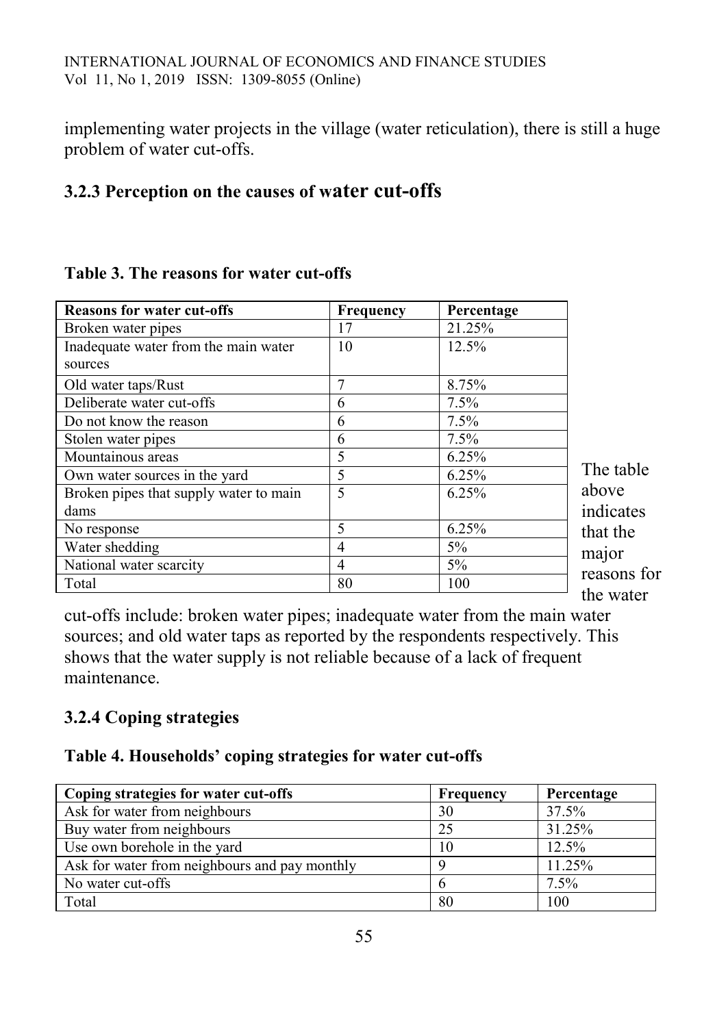implementing water projects in the village (water reticulation), there is still a huge problem of water cut-offs.

### 3.2.3 Perception on the causes of water cut-offs

**Table 3. The reasons for water cut-offs**

| Reasons for water cut-offs | Frequency | Percentage |
|---|---|---|
| Broken water pipes | 17 | 21.25% |
| Inadequate water from the main water sources | 10 | 12.5% |
| Old water taps/Rust | 7 | 8.75% |
| Deliberate water cut-offs | 6 | 7.5% |
| Do not know the reason | 6 | 7.5% |
| Stolen water pipes | 6 | 7.5% |
| Mountainous areas | 5 | 6.25% |
| Own water sources in the yard | 5 | 6.25% |
| Broken pipes that supply water to main dams | 5 | 6.25% |
| No response | 5 | 6.25% |
| Water shedding | 4 | 5% |
| National water scarcity | 4 | 5% |
| Total | 80 | 100 |

The table above indicates that the major reasons for the water cut-offs include: broken water pipes; inadequate water from the main water sources; and old water taps as reported by the respondents respectively. This shows that the water supply is not reliable because of a lack of frequent maintenance.

### 3.2.4 Coping strategies

**Table 4. Households' coping strategies for water cut-offs**

| Coping strategies for water cut-offs | Frequency | Percentage |
|---|---|---|
| Ask for water from neighbours | 30 | 37.5% |
| Buy water from neighbours | 25 | 31.25% |
| Use own borehole in the yard | 10 | 12.5% |
| Ask for water from neighbours and pay monthly | 9 | 11.25% |
| No water cut-offs | 6 | 7.5% |
| Total | 80 | 100 |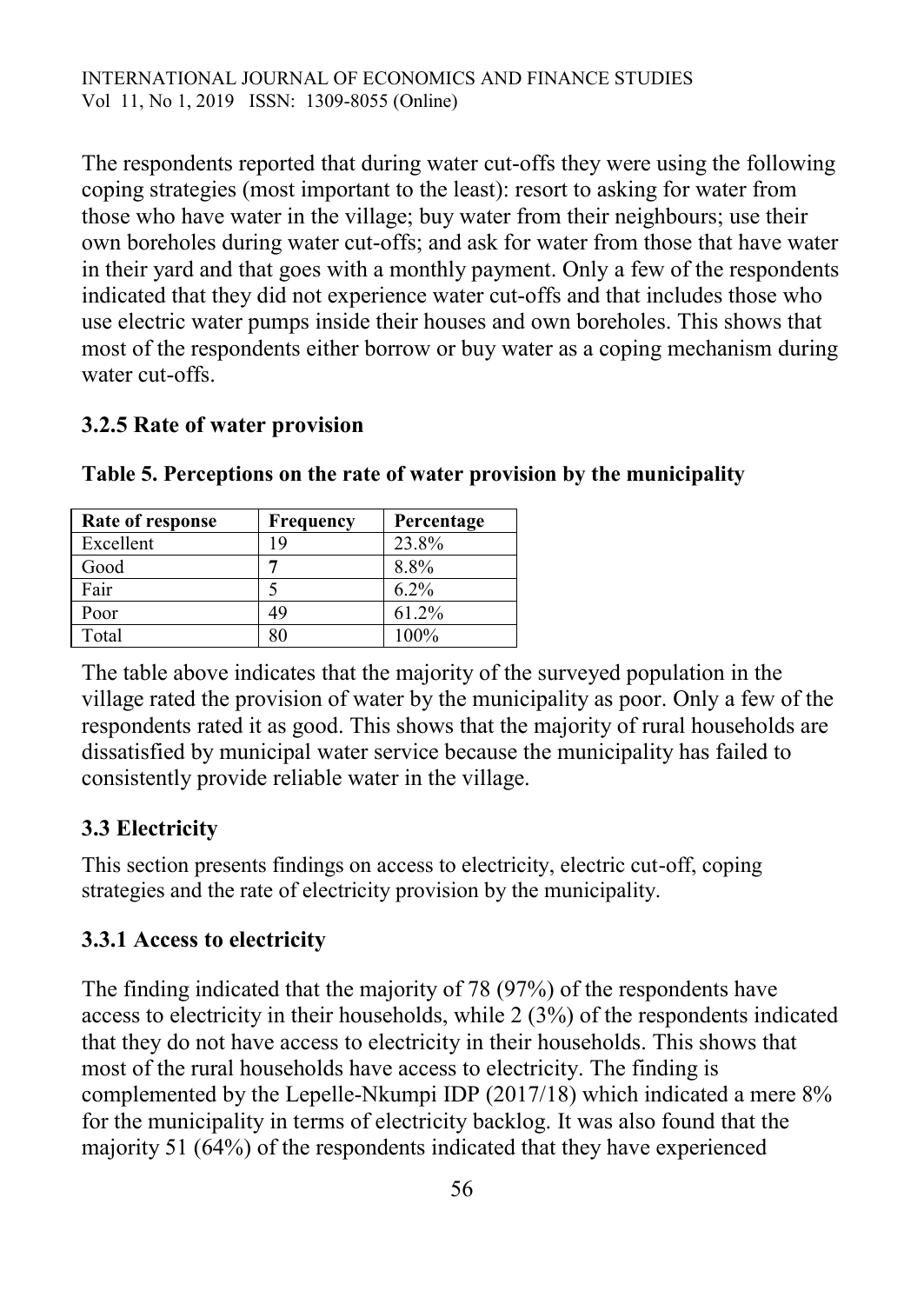The respondents reported that during water cut-offs they were using the following coping strategies (most important to the least): resort to asking for water from those who have water in the village; buy water from their neighbours; use their own boreholes during water cut-offs; and ask for water from those that have water in their yard and that goes with a monthly payment. Only a few of the respondents indicated that they did not experience water cut-offs and that includes those who use electric water pumps inside their houses and own boreholes. This shows that most of the respondents either borrow or buy water as a coping mechanism during water cut-offs.

### 3.2.5 Rate of water provision

**Table 5. Perceptions on the rate of water provision by the municipality**

| Rate of response | Frequency | Percentage |
|---|---|---|
| Excellent | 19 | 23.8% |
| Good | **7** | 8.8% |
| Fair | 5 | 6.2% |
| Poor | 49 | 61.2% |
| Total | 80 | 100% |

The table above indicates that the majority of the surveyed population in the village rated the provision of water by the municipality as poor. Only a few of the respondents rated it as good. This shows that the majority of rural households are dissatisfied by municipal water service because the municipality has failed to consistently provide reliable water in the village.

## 3.3 Electricity

This section presents findings on access to electricity, electric cut-off, coping strategies and the rate of electricity provision by the municipality.

### 3.3.1 Access to electricity

The finding indicated that the majority of 78 (97%) of the respondents have access to electricity in their households, while 2 (3%) of the respondents indicated that they do not have access to electricity in their households. This shows that most of the rural households have access to electricity. The finding is complemented by the Lepelle-Nkumpi IDP (2017/18) which indicated a mere 8% for the municipality in terms of electricity backlog. It was also found that the majority 51 (64%) of the respondents indicated that they have experienced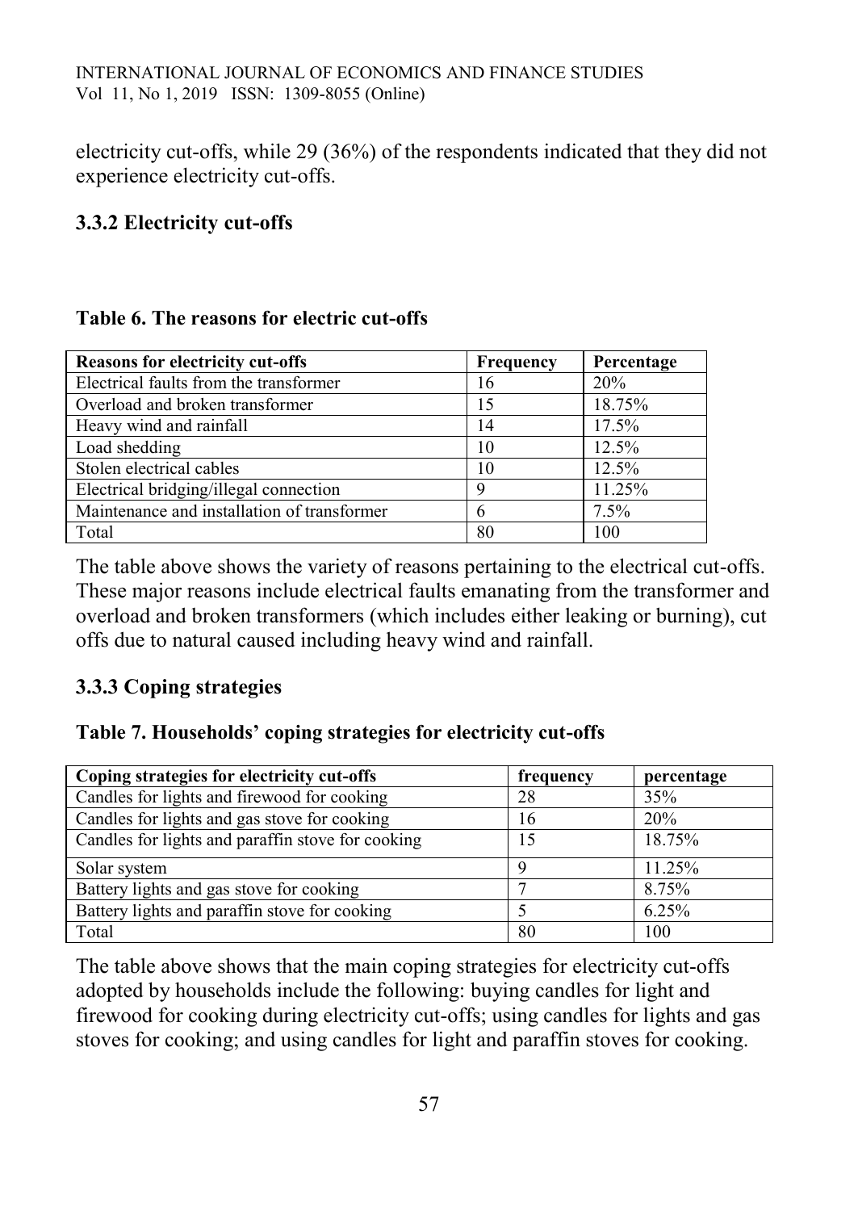electricity cut-offs, while 29 (36%) of the respondents indicated that they did not experience electricity cut-offs.

### 3.3.2 Electricity cut-offs

**Table 6. The reasons for electric cut-offs**

| Reasons for electricity cut-offs | Frequency | Percentage |
|---|---|---|
| Electrical faults from the transformer | 16 | 20% |
| Overload and broken transformer | 15 | 18.75% |
| Heavy wind and rainfall | 14 | 17.5% |
| Load shedding | 10 | 12.5% |
| Stolen electrical cables | 10 | 12.5% |
| Electrical bridging/illegal connection | 9 | 11.25% |
| Maintenance and installation of transformer | 6 | 7.5% |
| Total | 80 | 100 |

The table above shows the variety of reasons pertaining to the electrical cut-offs. These major reasons include electrical faults emanating from the transformer and overload and broken transformers (which includes either leaking or burning), cut offs due to natural caused including heavy wind and rainfall.

### 3.3.3 Coping strategies

**Table 7. Households' coping strategies for electricity cut-offs**

| Coping strategies for electricity cut-offs | frequency | percentage |
|---|---|---|
| Candles for lights and firewood for cooking | 28 | 35% |
| Candles for lights and gas stove for cooking | 16 | 20% |
| Candles for lights and paraffin stove for cooking | 15 | 18.75% |
| Solar system | 9 | 11.25% |
| Battery lights and gas stove for cooking | 7 | 8.75% |
| Battery lights and paraffin stove for cooking | 5 | 6.25% |
| Total | 80 | 100 |

The table above shows that the main coping strategies for electricity cut-offs adopted by households include the following: buying candles for light and firewood for cooking during electricity cut-offs; using candles for lights and gas stoves for cooking; and using candles for light and paraffin stoves for cooking.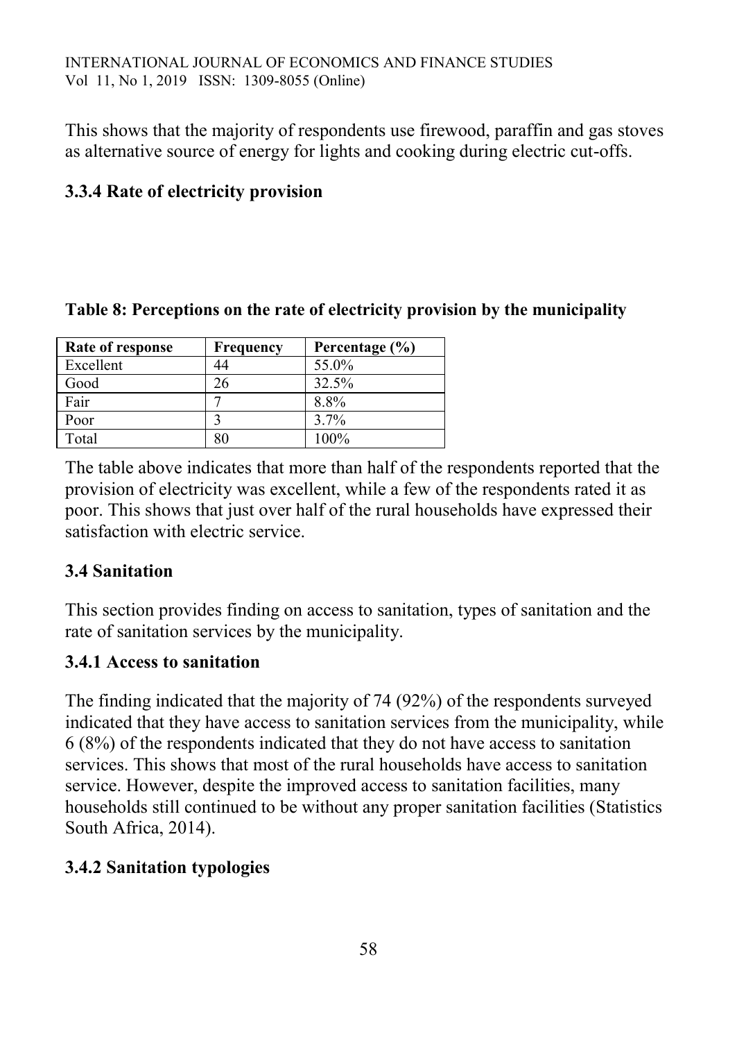This shows that the majority of respondents use firewood, paraffin and gas stoves as alternative source of energy for lights and cooking during electric cut-offs.

### 3.3.4 Rate of electricity provision

**Table 8: Perceptions on the rate of electricity provision by the municipality**

| Rate of response | Frequency | Percentage (%) |
| --- | --- | --- |
| Excellent | 44 | 55.0% |
| Good | 26 | 32.5% |
| Fair | 7 | 8.8% |
| Poor | 3 | 3.7% |
| Total | 80 | 100% |

The table above indicates that more than half of the respondents reported that the provision of electricity was excellent, while a few of the respondents rated it as poor. This shows that just over half of the rural households have expressed their satisfaction with electric service.

## 3.4 Sanitation

This section provides finding on access to sanitation, types of sanitation and the rate of sanitation services by the municipality.

### 3.4.1 Access to sanitation

The finding indicated that the majority of 74 (92%) of the respondents surveyed indicated that they have access to sanitation services from the municipality, while 6 (8%) of the respondents indicated that they do not have access to sanitation services. This shows that most of the rural households have access to sanitation service. However, despite the improved access to sanitation facilities, many households still continued to be without any proper sanitation facilities (Statistics South Africa, 2014).

### 3.4.2 Sanitation typologies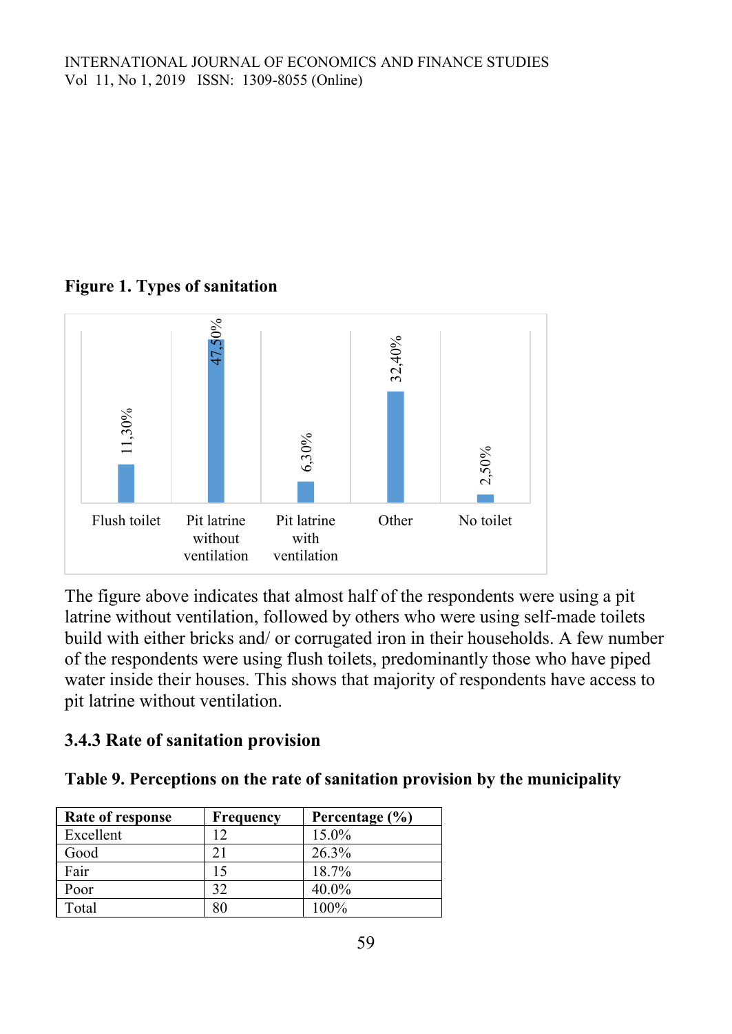**Figure 1. Types of sanitation**

| Type of sanitation | Percentage |
|---|---|
| Flush toilet | 11,30% |
| Pit latrine without ventilation | 47,50% |
| Pit latrine with ventilation | 6,30% |
| Other | 32,40% |
| No toilet | 2,50% |

The figure above indicates that almost half of the respondents were using a pit latrine without ventilation, followed by others who were using self-made toilets build with either bricks and/ or corrugated iron in their households. A few number of the respondents were using flush toilets, predominantly those who have piped water inside their houses. This shows that majority of respondents have access to pit latrine without ventilation.

### 3.4.3 Rate of sanitation provision

**Table 9. Perceptions on the rate of sanitation provision by the municipality**

| Rate of response | Frequency | Percentage (%) |
|---|---|---|
| Excellent | 12 | 15.0% |
| Good | 21 | 26.3% |
| Fair | 15 | 18.7% |
| Poor | 32 | 40.0% |
| Total | 80 | 100% |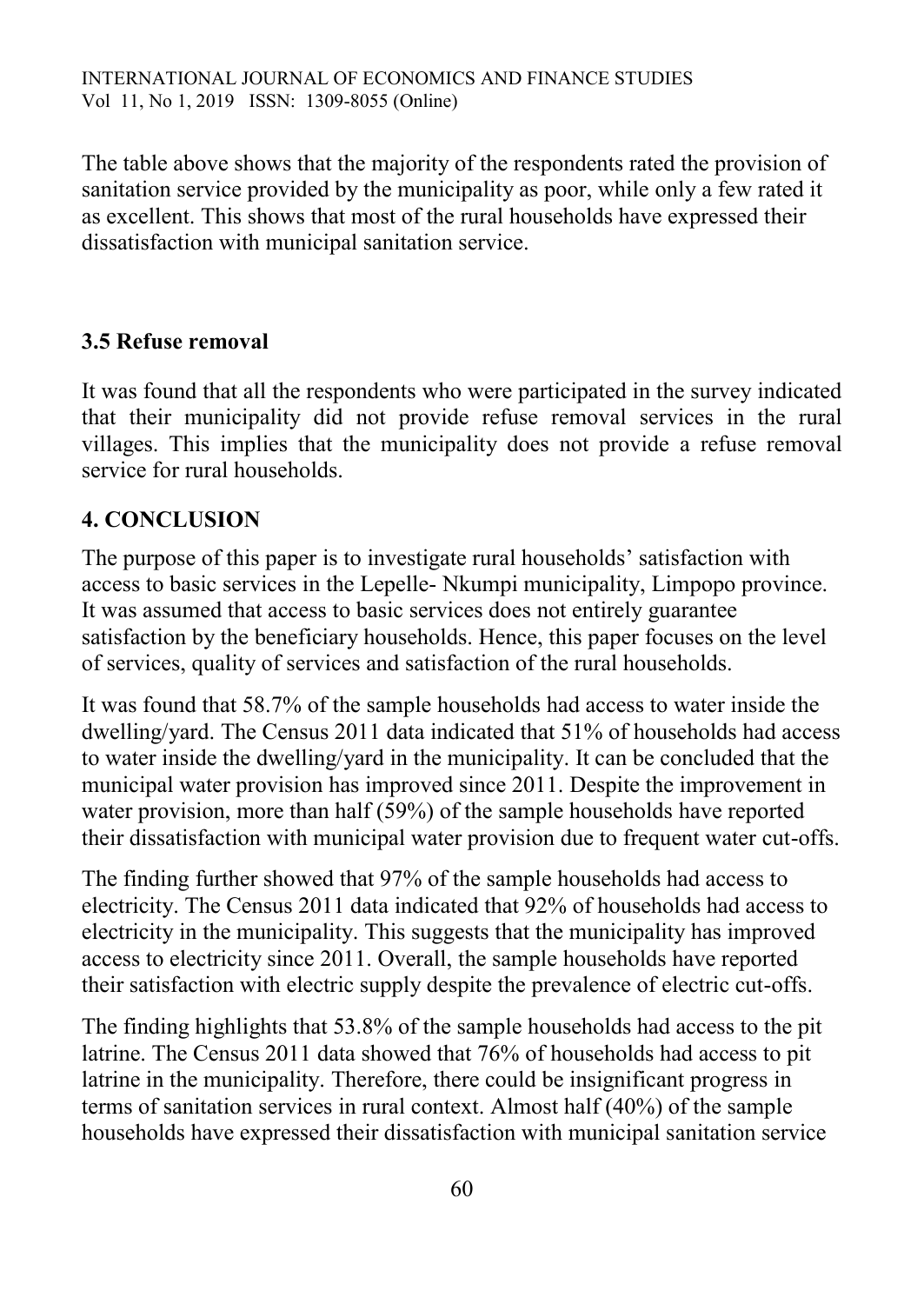The table above shows that the majority of the respondents rated the provision of sanitation service provided by the municipality as poor, while only a few rated it as excellent. This shows that most of the rural households have expressed their dissatisfaction with municipal sanitation service.

### 3.5 Refuse removal

It was found that all the respondents who were participated in the survey indicated that their municipality did not provide refuse removal services in the rural villages. This implies that the municipality does not provide a refuse removal service for rural households.

## 4. CONCLUSION

The purpose of this paper is to investigate rural households' satisfaction with access to basic services in the Lepelle- Nkumpi municipality, Limpopo province. It was assumed that access to basic services does not entirely guarantee satisfaction by the beneficiary households. Hence, this paper focuses on the level of services, quality of services and satisfaction of the rural households.

It was found that 58.7% of the sample households had access to water inside the dwelling/yard. The Census 2011 data indicated that 51% of households had access to water inside the dwelling/yard in the municipality. It can be concluded that the municipal water provision has improved since 2011. Despite the improvement in water provision, more than half (59%) of the sample households have reported their dissatisfaction with municipal water provision due to frequent water cut-offs.

The finding further showed that 97% of the sample households had access to electricity. The Census 2011 data indicated that 92% of households had access to electricity in the municipality. This suggests that the municipality has improved access to electricity since 2011. Overall, the sample households have reported their satisfaction with electric supply despite the prevalence of electric cut-offs.

The finding highlights that 53.8% of the sample households had access to the pit latrine. The Census 2011 data showed that 76% of households had access to pit latrine in the municipality. Therefore, there could be insignificant progress in terms of sanitation services in rural context. Almost half (40%) of the sample households have expressed their dissatisfaction with municipal sanitation service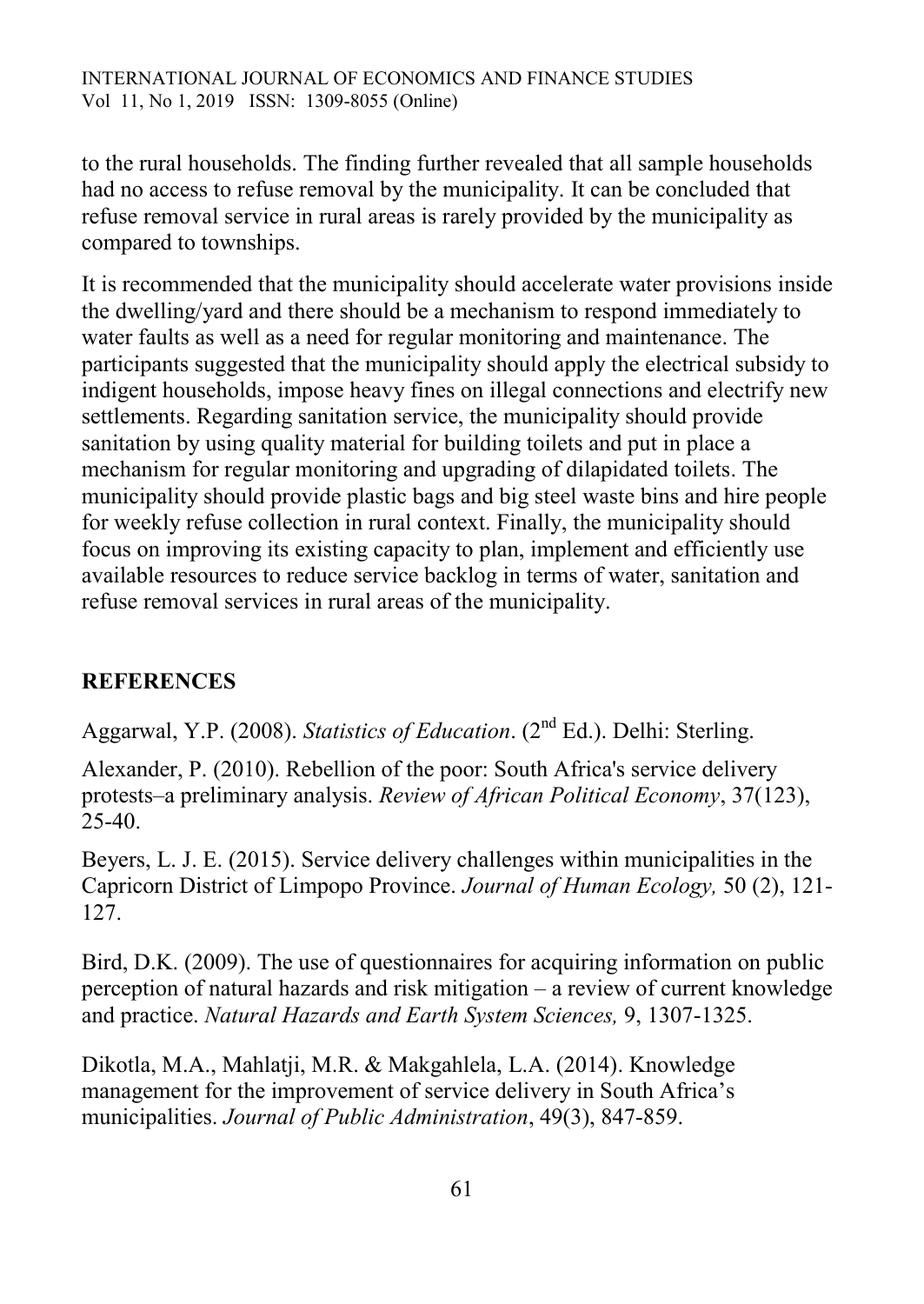to the rural households. The finding further revealed that all sample households had no access to refuse removal by the municipality. It can be concluded that refuse removal service in rural areas is rarely provided by the municipality as compared to townships.

It is recommended that the municipality should accelerate water provisions inside the dwelling/yard and there should be a mechanism to respond immediately to water faults as well as a need for regular monitoring and maintenance. The participants suggested that the municipality should apply the electrical subsidy to indigent households, impose heavy fines on illegal connections and electrify new settlements. Regarding sanitation service, the municipality should provide sanitation by using quality material for building toilets and put in place a mechanism for regular monitoring and upgrading of dilapidated toilets. The municipality should provide plastic bags and big steel waste bins and hire people for weekly refuse collection in rural context. Finally, the municipality should focus on improving its existing capacity to plan, implement and efficiently use available resources to reduce service backlog in terms of water, sanitation and refuse removal services in rural areas of the municipality.

## REFERENCES

Aggarwal, Y.P. (2008). *Statistics of Education*. (2nd Ed.). Delhi: Sterling.

Alexander, P. (2010). Rebellion of the poor: South Africa's service delivery protests–a preliminary analysis. *Review of African Political Economy*, 37(123), 25-40.

Beyers, L. J. E. (2015). Service delivery challenges within municipalities in the Capricorn District of Limpopo Province. *Journal of Human Ecology,* 50 (2), 121-127.

Bird, D.K. (2009). The use of questionnaires for acquiring information on public perception of natural hazards and risk mitigation – a review of current knowledge and practice. *Natural Hazards and Earth System Sciences,* 9, 1307-1325.

Dikotla, M.A., Mahlatji, M.R. & Makgahlela, L.A. (2014). Knowledge management for the improvement of service delivery in South Africa's municipalities. *Journal of Public Administration*, 49(3), 847-859.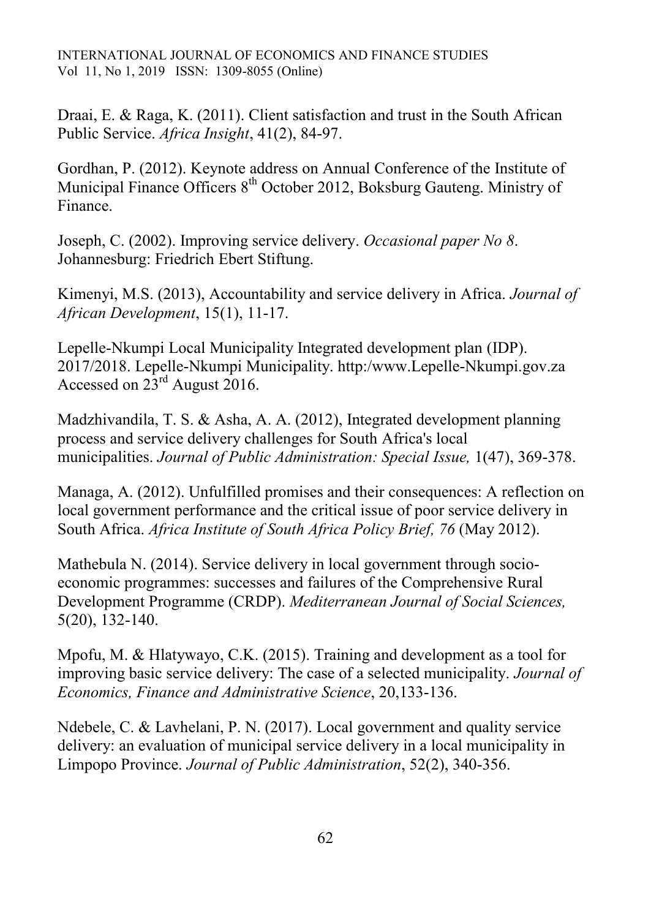Draai, E. & Raga, K. (2011). Client satisfaction and trust in the South African Public Service. *Africa Insight*, 41(2), 84-97.

Gordhan, P. (2012). Keynote address on Annual Conference of the Institute of Municipal Finance Officers 8th October 2012, Boksburg Gauteng. Ministry of Finance.

Joseph, C. (2002). Improving service delivery. *Occasional paper No 8*. Johannesburg: Friedrich Ebert Stiftung.

Kimenyi, M.S. (2013), Accountability and service delivery in Africa. *Journal of African Development*, 15(1), 11-17.

Lepelle-Nkumpi Local Municipality Integrated development plan (IDP). 2017/2018. Lepelle-Nkumpi Municipality. http:/www.Lepelle-Nkumpi.gov.za Accessed on 23rd August 2016.

Madzhivandila, T. S. & Asha, A. A. (2012), Integrated development planning process and service delivery challenges for South Africa's local municipalities. *Journal of Public Administration: Special Issue,* 1(47), 369-378.

Managa, A. (2012). Unfulfilled promises and their consequences: A reflection on local government performance and the critical issue of poor service delivery in South Africa. *Africa Institute of South Africa Policy Brief, 76* (May 2012).

Mathebula N. (2014). Service delivery in local government through socio-economic programmes: successes and failures of the Comprehensive Rural Development Programme (CRDP). *Mediterranean Journal of Social Sciences,* 5(20), 132-140.

Mpofu, M. & Hlatywayo, C.K. (2015). Training and development as a tool for improving basic service delivery: The case of a selected municipality. *Journal of Economics, Finance and Administrative Science*, 20,133-136.

Ndebele, C. & Lavhelani, P. N. (2017). Local government and quality service delivery: an evaluation of municipal service delivery in a local municipality in Limpopo Province. *Journal of Public Administration*, 52(2), 340-356.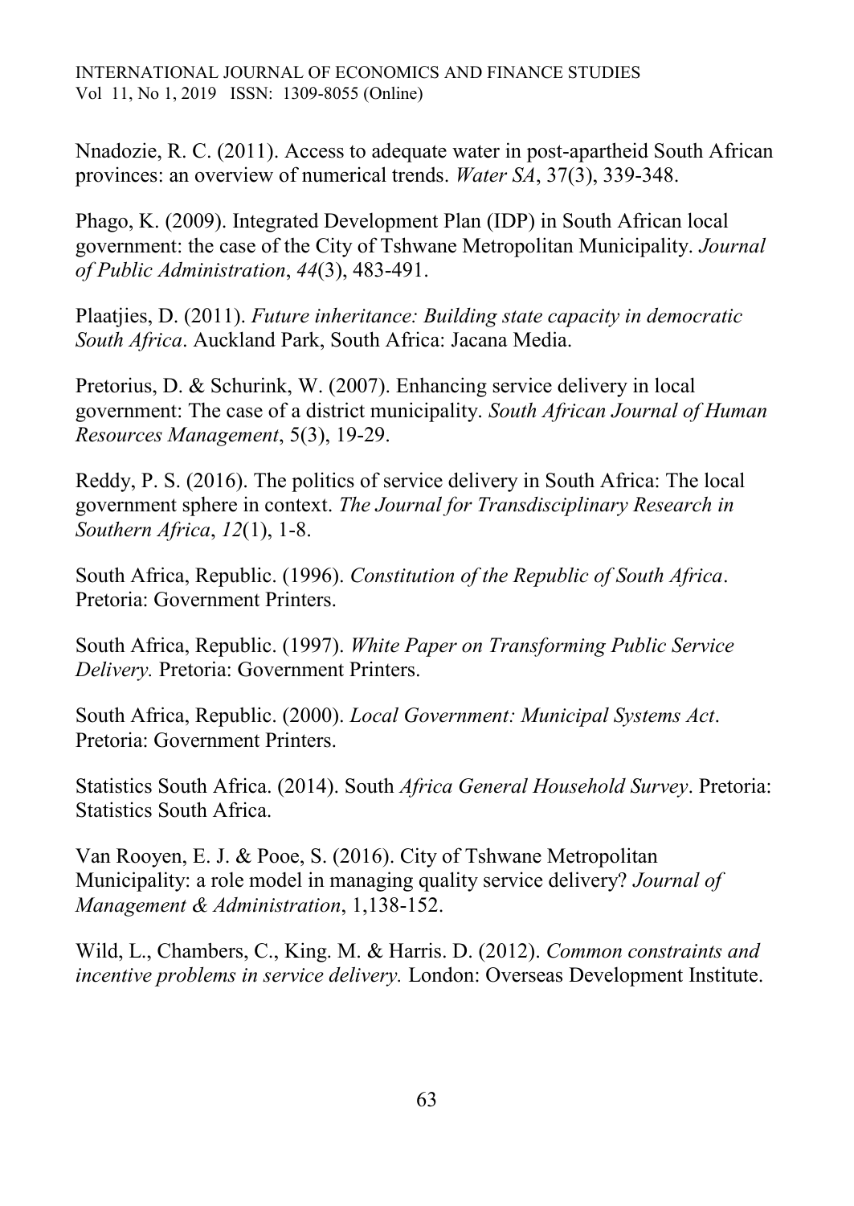Nnadozie, R. C. (2011). Access to adequate water in post-apartheid South African provinces: an overview of numerical trends. *Water SA*, 37(3), 339-348.

Phago, K. (2009). Integrated Development Plan (IDP) in South African local government: the case of the City of Tshwane Metropolitan Municipality. *Journal of Public Administration*, *44*(3), 483-491.

Plaatjies, D. (2011). *Future inheritance: Building state capacity in democratic South Africa*. Auckland Park, South Africa: Jacana Media.

Pretorius, D. & Schurink, W. (2007). Enhancing service delivery in local government: The case of a district municipality. *South African Journal of Human Resources Management*, 5(3), 19-29.

Reddy, P. S. (2016). The politics of service delivery in South Africa: The local government sphere in context. *The Journal for Transdisciplinary Research in Southern Africa*, *12*(1), 1-8.

South Africa, Republic. (1996). *Constitution of the Republic of South Africa*. Pretoria: Government Printers.

South Africa, Republic. (1997). *White Paper on Transforming Public Service Delivery.* Pretoria: Government Printers.

South Africa, Republic. (2000). *Local Government: Municipal Systems Act*. Pretoria: Government Printers.

Statistics South Africa. (2014). South *Africa General Household Survey*. Pretoria: Statistics South Africa.

Van Rooyen, E. J. & Pooe, S. (2016). City of Tshwane Metropolitan Municipality: a role model in managing quality service delivery? *Journal of Management & Administration*, 1,138-152.

Wild, L., Chambers, C., King. M. & Harris. D. (2012). *Common constraints and incentive problems in service delivery.* London: Overseas Development Institute.